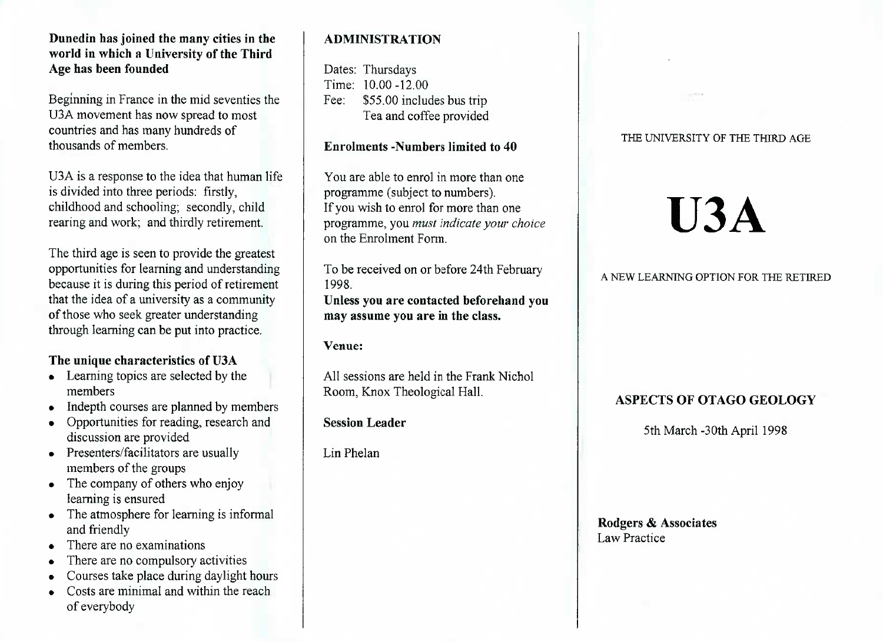**Dunedin has joined the many cities in the world in which a University of the Third Age has been founded**

Beginning in France in the mid seventies the U3A movement has now spread to most countries and has many hundreds of thousands of members.

U3A is a response to the idea that human life is divided into three periods: firstly, childhood and schooling; secondly, child rearing and work; and thirdly retirement.

The third age is seen to provide the greatest opportunities for learning and understanding because it is during this period of retirement that the idea of a university as a community of those who seek greater understanding through learning can be put into practice.

**The unique characteristics of U3A**

- Learning topics are selected by the members
- Indepth courses are planned by members
- Opportunities for reading, research and discussion are provided
- Presenters/facilitators are usually members of the groups
- The company of others who enjoy learning is ensured
- The atmosphere for learning is informal and friendly
- There are no examinations
- There are no compulsory activities
- Courses take place during daylight hours
- Costs are minimal and within the reach of everybody

## ADMINISTRATION

Dates: Thursdays
Time: 10.00 -12.00
Fee: $55.00 includes bus trip
Tea and coffee provided

**Enrolments -Numbers limited to 40**

You are able to enrol in more than one programme (subject to numbers).
If you wish to enrol for more than one programme, you *must indicate your choice* on the Enrolment Form.

To be received on or before 24th February 1998.
**Unless you are contacted beforehand you may assume you are in the class.**

**Venue:**

All sessions are held in the Frank Nichol Room, Knox Theological Hall.

**Session Leader**

Lin Phelan

THE UNIVERSITY OF THE THIRD AGE

# U3A

A NEW LEARNING OPTION FOR THE RETIRED

## ASPECTS OF OTAGO GEOLOGY

5th March -30th April 1998

**Rodgers & Associates**
Law Practice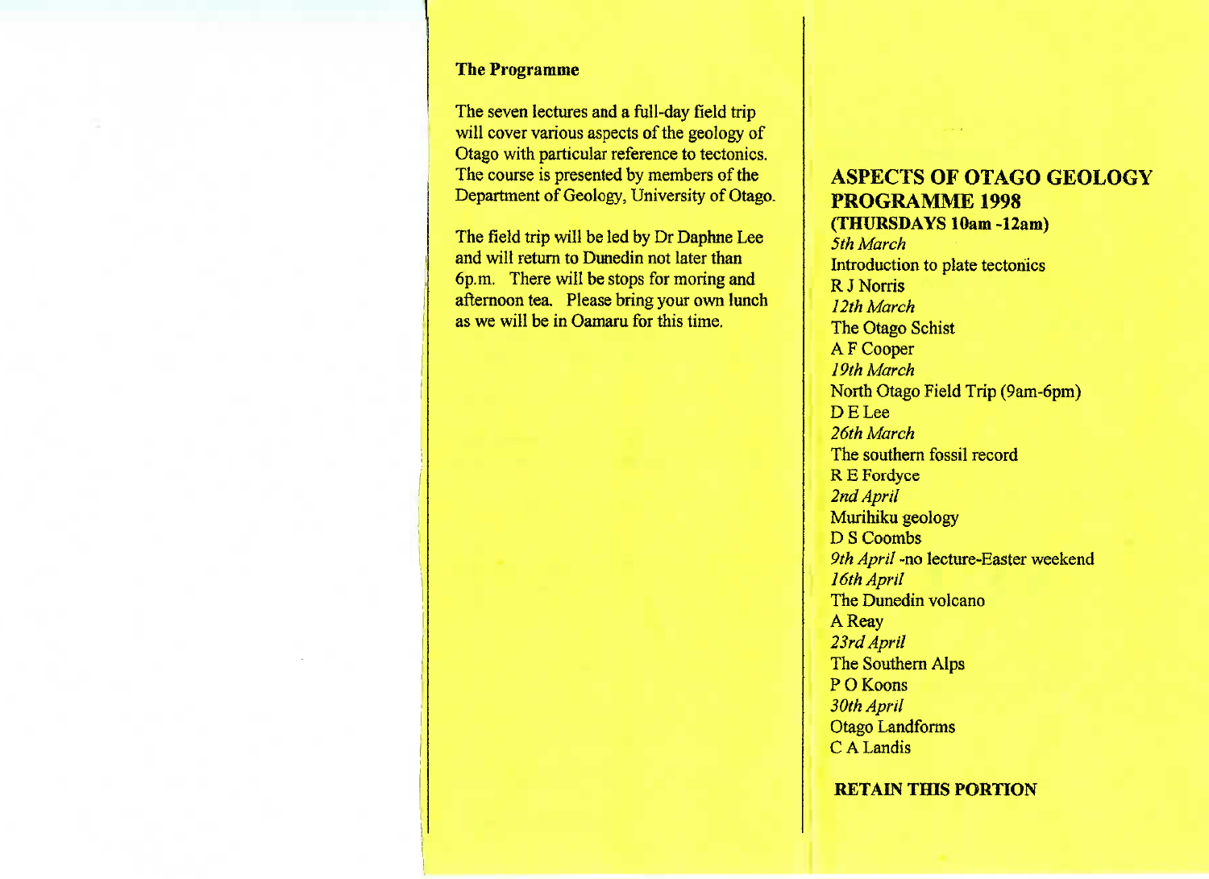### The Programme

The seven lectures and a full-day field trip will cover various aspects of the geology of Otago with particular reference to tectonics. The course is presented by members of the Department of Geology, University of Otago.

The field trip will be led by Dr Daphne Lee and will return to Dunedin not later than 6p.m. There will be stops for moring and afternoon tea. Please bring your own lunch as we will be in Oamaru for this time.

## ASPECTS OF OTAGO GEOLOGY PROGRAMME 1998

**(THURSDAYS 10am -12am)**

*5th March*
Introduction to plate tectonics
R J Norris

*12th March*
The Otago Schist
A F Cooper

*19th March*
North Otago Field Trip (9am-6pm)
D E Lee

*26th March*
The southern fossil record
R E Fordyce

*2nd April*
Murihiku geology
D S Coombs

*9th April* -no lecture-Easter weekend

*16th April*
The Dunedin volcano
A Reay

*23rd April*
The Southern Alps
P O Koons

*30th April*
Otago Landforms
C A Landis

**RETAIN THIS PORTION**